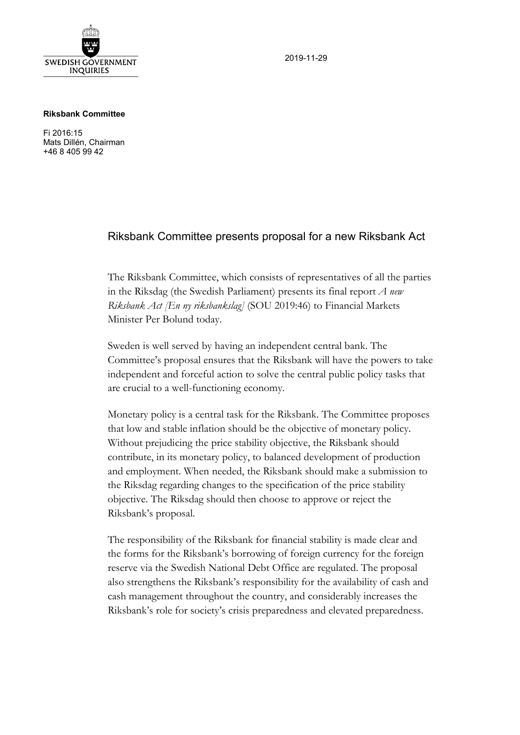SWEDISH GOVERNMENT INQUIRIES

2019-11-29

**Riksbank Committee**

Fi 2016:15
Mats Dillén, Chairman
+46 8 405 99 42

# Riksbank Committee presents proposal for a new Riksbank Act

The Riksbank Committee, which consists of representatives of all the parties in the Riksdag (the Swedish Parliament) presents its final report *A new Riksbank Act [En ny riksbankslag]* (SOU 2019:46) to Financial Markets Minister Per Bolund today.

Sweden is well served by having an independent central bank. The Committee's proposal ensures that the Riksbank will have the powers to take independent and forceful action to solve the central public policy tasks that are crucial to a well-functioning economy.

Monetary policy is a central task for the Riksbank. The Committee proposes that low and stable inflation should be the objective of monetary policy. Without prejudicing the price stability objective, the Riksbank should contribute, in its monetary policy, to balanced development of production and employment. When needed, the Riksbank should make a submission to the Riksdag regarding changes to the specification of the price stability objective. The Riksdag should then choose to approve or reject the Riksbank's proposal.

The responsibility of the Riksbank for financial stability is made clear and the forms for the Riksbank's borrowing of foreign currency for the foreign reserve via the Swedish National Debt Office are regulated. The proposal also strengthens the Riksbank's responsibility for the availability of cash and cash management throughout the country, and considerably increases the Riksbank's role for society's crisis preparedness and elevated preparedness.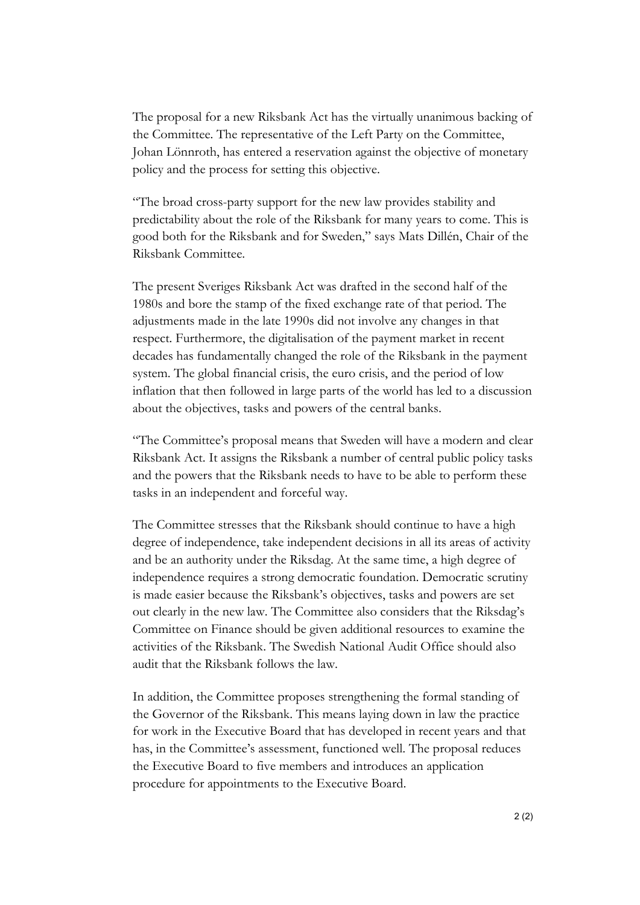The proposal for a new Riksbank Act has the virtually unanimous backing of the Committee. The representative of the Left Party on the Committee, Johan Lönnroth, has entered a reservation against the objective of monetary policy and the process for setting this objective.

"The broad cross-party support for the new law provides stability and predictability about the role of the Riksbank for many years to come. This is good both for the Riksbank and for Sweden," says Mats Dillén, Chair of the Riksbank Committee.

The present Sveriges Riksbank Act was drafted in the second half of the 1980s and bore the stamp of the fixed exchange rate of that period. The adjustments made in the late 1990s did not involve any changes in that respect. Furthermore, the digitalisation of the payment market in recent decades has fundamentally changed the role of the Riksbank in the payment system. The global financial crisis, the euro crisis, and the period of low inflation that then followed in large parts of the world has led to a discussion about the objectives, tasks and powers of the central banks.

"The Committee's proposal means that Sweden will have a modern and clear Riksbank Act. It assigns the Riksbank a number of central public policy tasks and the powers that the Riksbank needs to have to be able to perform these tasks in an independent and forceful way.

The Committee stresses that the Riksbank should continue to have a high degree of independence, take independent decisions in all its areas of activity and be an authority under the Riksdag. At the same time, a high degree of independence requires a strong democratic foundation. Democratic scrutiny is made easier because the Riksbank's objectives, tasks and powers are set out clearly in the new law. The Committee also considers that the Riksdag's Committee on Finance should be given additional resources to examine the activities of the Riksbank. The Swedish National Audit Office should also audit that the Riksbank follows the law.

In addition, the Committee proposes strengthening the formal standing of the Governor of the Riksbank. This means laying down in law the practice for work in the Executive Board that has developed in recent years and that has, in the Committee's assessment, functioned well. The proposal reduces the Executive Board to five members and introduces an application procedure for appointments to the Executive Board.